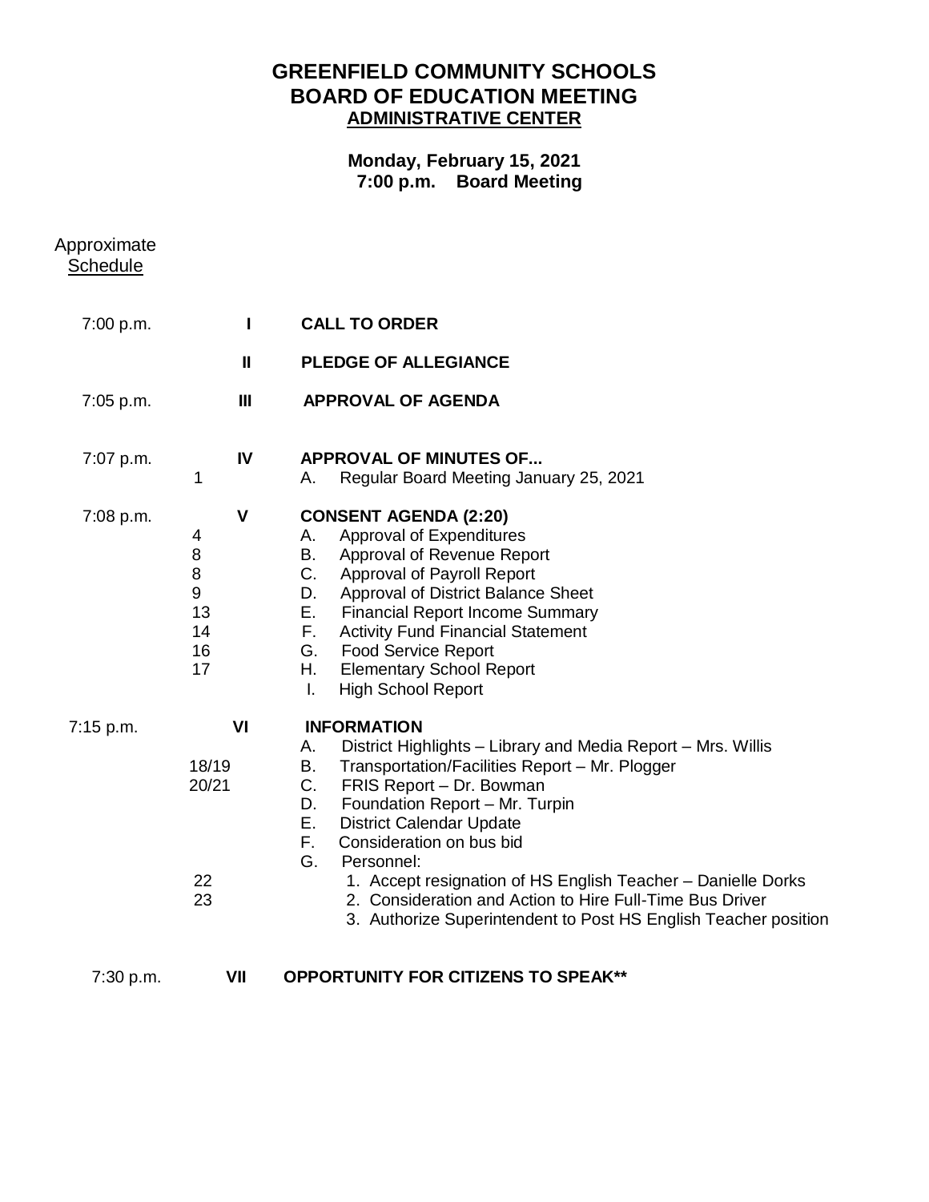# GREENFIELD COMMUNITY SCHOOLS
# BOARD OF EDUCATION MEETING
## ADMINISTRATIVE CENTER

**Monday, February 15, 2021**
**7:00 p.m. Board Meeting**

Approximate
Schedule

| Time | Page | | Item |
|---|---|---|---|
| 7:00 p.m. | | **I** | **CALL TO ORDER** |
| | | **II** | **PLEDGE OF ALLEGIANCE** |
| 7:05 p.m. | | **III** | **APPROVAL OF AGENDA** |
| 7:07 p.m. | | **IV** | **APPROVAL OF MINUTES OF...** |
| | 1 | | A. Regular Board Meeting January 25, 2021 |
| 7:08 p.m. | | **V** | **CONSENT AGENDA (2:20)** |
| | 4 | | A. Approval of Expenditures |
| | 8 | | B. Approval of Revenue Report |
| | 8 | | C. Approval of Payroll Report |
| | 9 | | D. Approval of District Balance Sheet |
| | 13 | | E. Financial Report Income Summary |
| | 14 | | F. Activity Fund Financial Statement |
| | 16 | | G. Food Service Report |
| | 17 | | H. Elementary School Report |
| | | | I. High School Report |
| 7:15 p.m. | | **VI** | **INFORMATION** |
| | | | A. District Highlights – Library and Media Report – Mrs. Willis |
| | 18/19 | | B. Transportation/Facilities Report – Mr. Plogger |
| | 20/21 | | C. FRIS Report – Dr. Bowman |
| | | | D. Foundation Report – Mr. Turpin |
| | | | E. District Calendar Update |
| | | | F. Consideration on bus bid |
| | | | G. Personnel: |
| | 22 | | 1. Accept resignation of HS English Teacher – Danielle Dorks |
| | 23 | | 2. Consideration and Action to Hire Full-Time Bus Driver |
| | | | 3. Authorize Superintendent to Post HS English Teacher position |
| 7:30 p.m. | | **VII** | **OPPORTUNITY FOR CITIZENS TO SPEAK**** |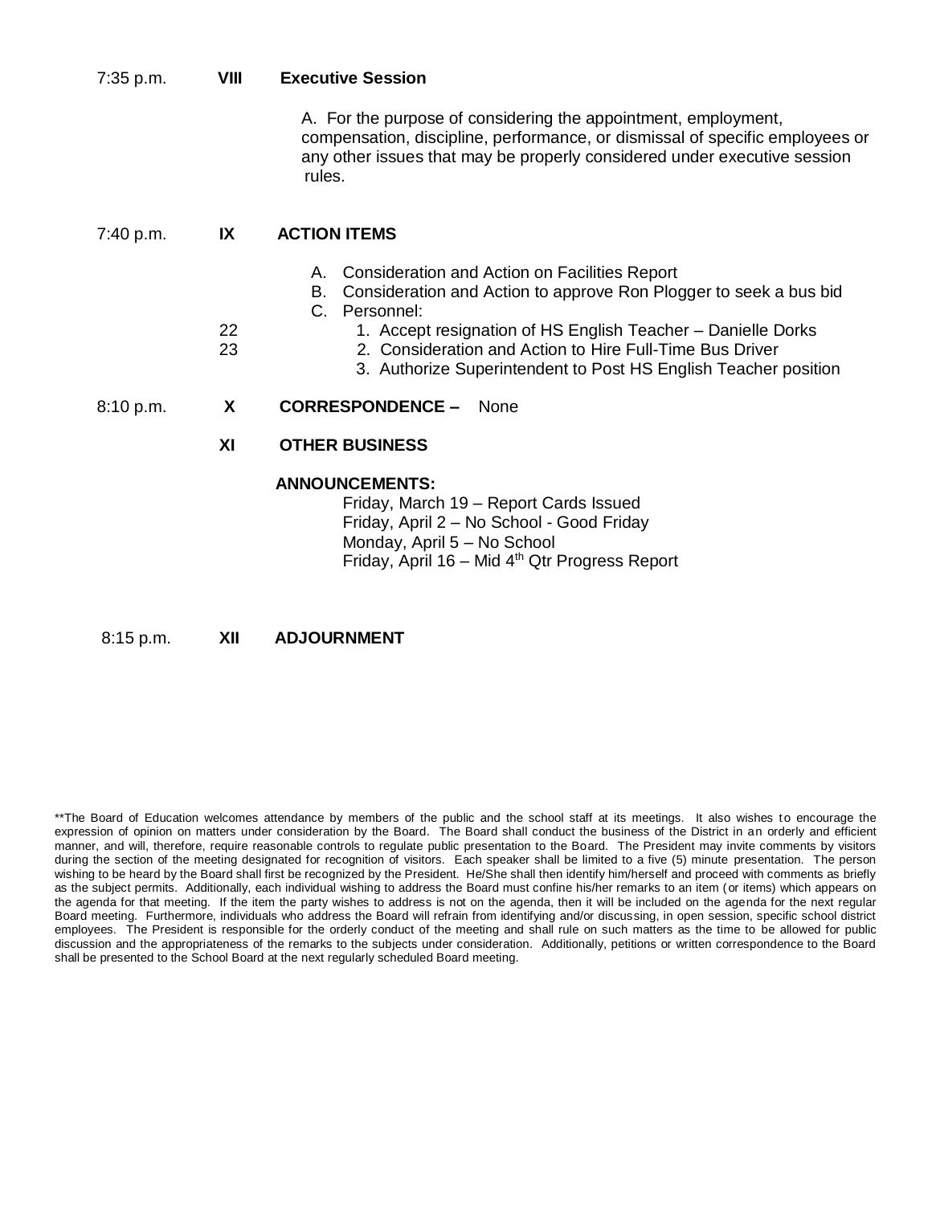7:35 p.m. **VIII** **Executive Session**

A. For the purpose of considering the appointment, employment, compensation, discipline, performance, or dismissal of specific employees or any other issues that may be properly considered under executive session rules.

7:40 p.m. **IX** **ACTION ITEMS**

A. Consideration and Action on Facilities Report
B. Consideration and Action to approve Ron Plogger to seek a bus bid
C. Personnel:
22 1. Accept resignation of HS English Teacher – Danielle Dorks
23 2. Consideration and Action to Hire Full-Time Bus Driver
3. Authorize Superintendent to Post HS English Teacher position

8:10 p.m. **X** **CORRESPONDENCE –** None

**XI** **OTHER BUSINESS**

**ANNOUNCEMENTS:**

Friday, March 19 – Report Cards Issued
Friday, April 2 – No School - Good Friday
Monday, April 5 – No School
Friday, April 16 – Mid 4th Qtr Progress Report

8:15 p.m. **XII** **ADJOURNMENT**

**The Board of Education welcomes attendance by members of the public and the school staff at its meetings. It also wishes to encourage the expression of opinion on matters under consideration by the Board. The Board shall conduct the business of the District in an orderly and efficient manner, and will, therefore, require reasonable controls to regulate public presentation to the Board. The President may invite comments by visitors during the section of the meeting designated for recognition of visitors. Each speaker shall be limited to a five (5) minute presentation. The person wishing to be heard by the Board shall first be recognized by the President. He/She shall then identify him/herself and proceed with comments as briefly as the subject permits. Additionally, each individual wishing to address the Board must confine his/her remarks to an item (or items) which appears on the agenda for that meeting. If the item the party wishes to address is not on the agenda, then it will be included on the agenda for the next regular Board meeting. Furthermore, individuals who address the Board will refrain from identifying and/or discussing, in open session, specific school district employees. The President is responsible for the orderly conduct of the meeting and shall rule on such matters as the time to be allowed for public discussion and the appropriateness of the remarks to the subjects under consideration. Additionally, petitions or written correspondence to the Board shall be presented to the School Board at the next regularly scheduled Board meeting.